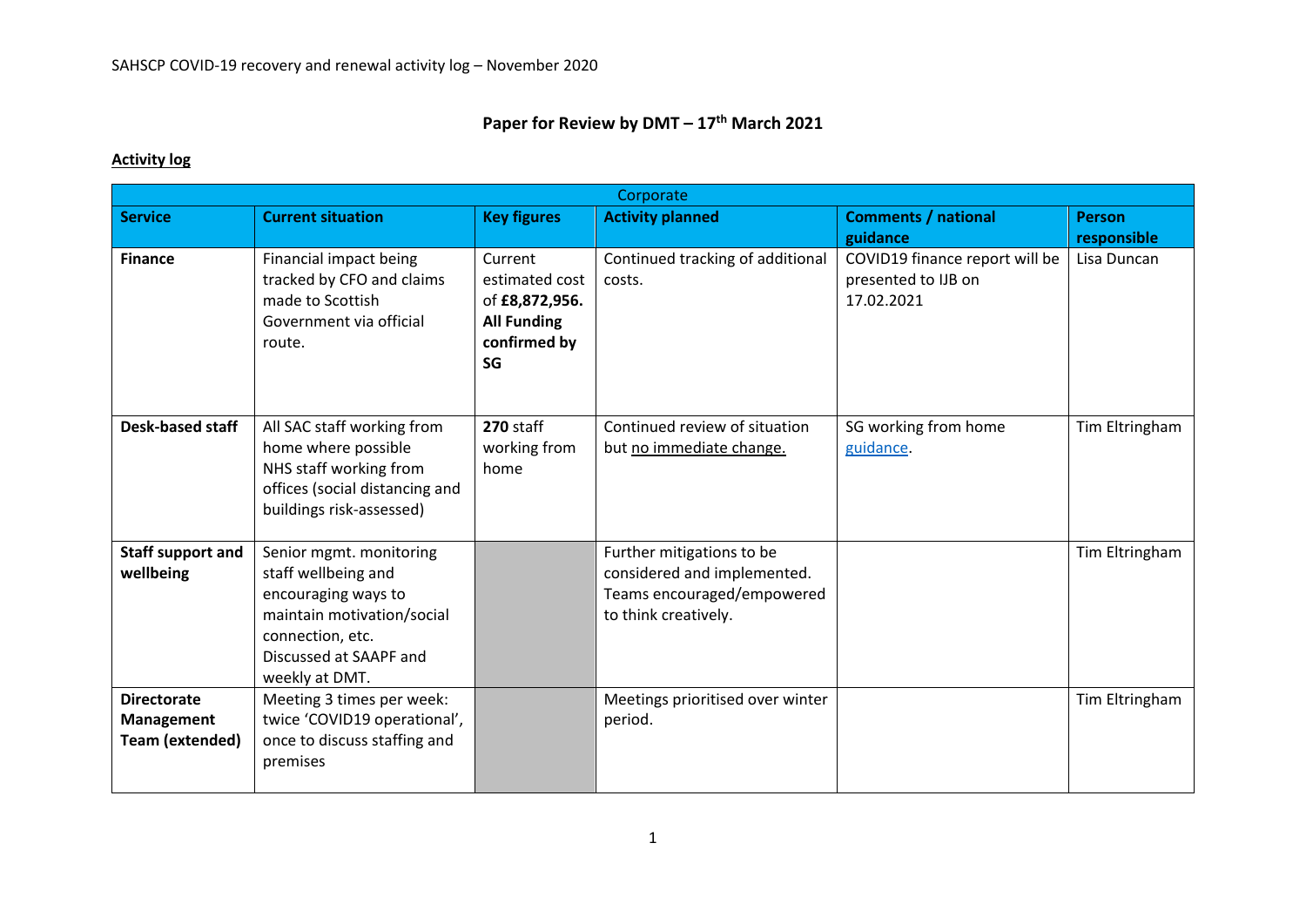**Paper for Review by DMT – 17th March 2021**

**Activity log**

| Corporate | | | | | |
|---|---|---|---|---|---|
| **Service** | **Current situation** | **Key figures** | **Activity planned** | **Comments / national guidance** | **Person responsible** |
| **Finance** | Financial impact being tracked by CFO and claims made to Scottish Government via official route. | Current estimated cost of **£8,872,956. All Funding confirmed by SG** | Continued tracking of additional costs. | COVID19 finance report will be presented to IJB on 17.02.2021 | Lisa Duncan |
| **Desk-based staff** | All SAC staff working from home where possible<br>NHS staff working from offices (social distancing and buildings risk-assessed) | **270** staff working from home | Continued review of situation but no immediate change. | SG working from home guidance. | Tim Eltringham |
| **Staff support and wellbeing** | Senior mgmt. monitoring staff wellbeing and encouraging ways to maintain motivation/social connection, etc.<br>Discussed at SAAPF and weekly at DMT. | | Further mitigations to be considered and implemented. Teams encouraged/empowered to think creatively. | | Tim Eltringham |
| **Directorate Management Team (extended)** | Meeting 3 times per week: twice 'COVID19 operational', once to discuss staffing and premises | | Meetings prioritised over winter period. | | Tim Eltringham |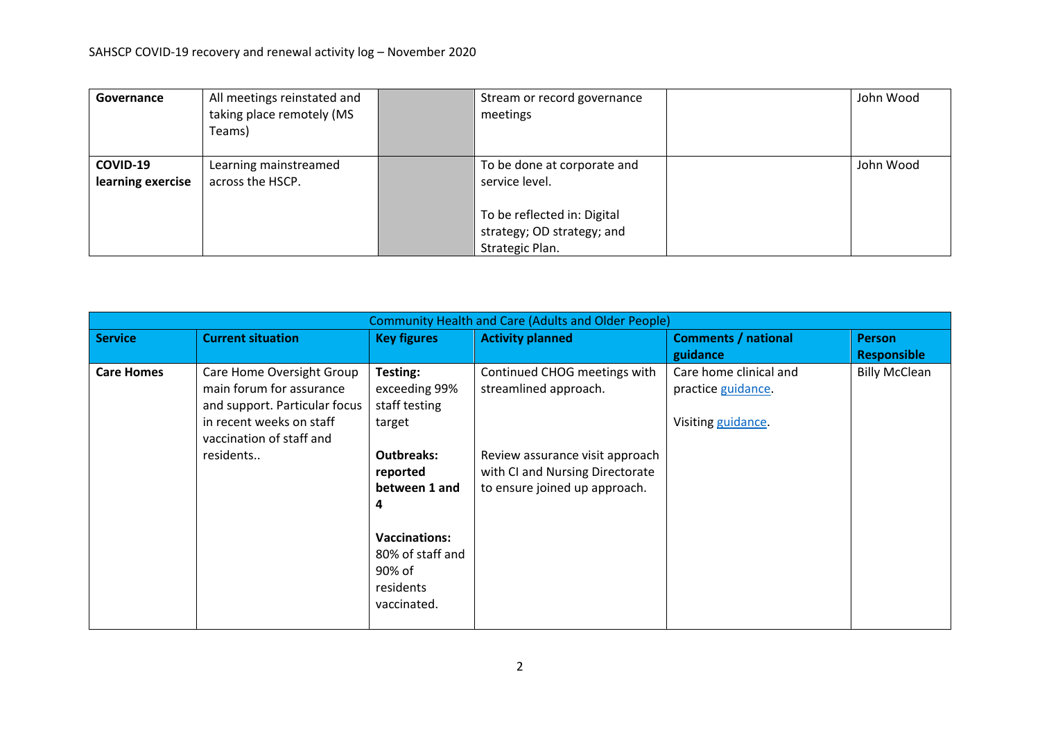| Governance | All meetings reinstated and taking place remotely (MS Teams) | | Stream or record governance meetings | | John Wood |
|---|---|---|---|---|---|
| **COVID-19 learning exercise** | Learning mainstreamed across the HSCP. | | To be done at corporate and service level.<br><br>To be reflected in: Digital strategy; OD strategy; and Strategic Plan. | | John Wood |

| Community Health and Care (Adults and Older People) | | | | | |
|---|---|---|---|---|---|
| **Service** | **Current situation** | **Key figures** | **Activity planned** | **Comments / national guidance** | **Person Responsible** |
| **Care Homes** | Care Home Oversight Group main forum for assurance and support. Particular focus in recent weeks on staff vaccination of staff and residents.. | **Testing:** exceeding 99% staff testing target<br><br>**Outbreaks: reported between 1 and 4**<br><br>**Vaccinations:** 80% of staff and 90% of residents vaccinated. | Continued CHOG meetings with streamlined approach.<br><br>Review assurance visit approach with CI and Nursing Directorate to ensure joined up approach. | Care home clinical and practice guidance.<br><br>Visiting guidance. | Billy McClean |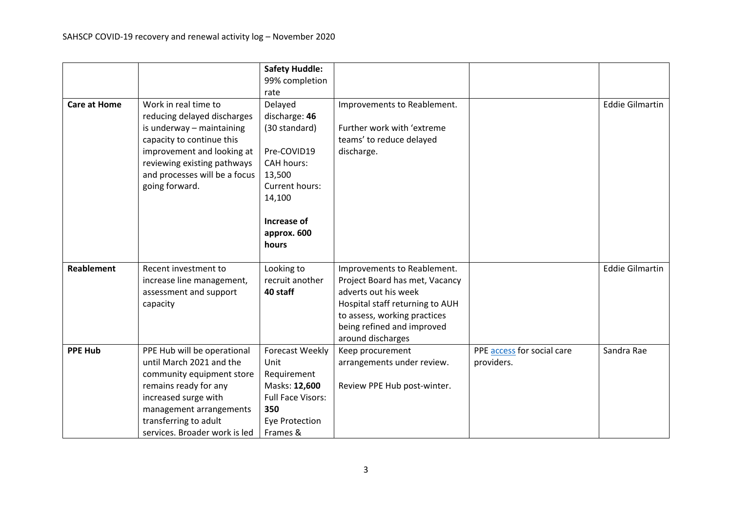| | | | | | |
|---|---|---|---|---|---|
| | | **Safety Huddle:** 99% completion rate | | | |
| **Care at Home** | Work in real time to reducing delayed discharges is underway – maintaining capacity to continue this improvement and looking at reviewing existing pathways and processes will be a focus going forward. | Delayed discharge: **46** (30 standard)<br><br>Pre-COVID19 CAH hours: 13,500<br>Current hours: 14,100<br><br>**Increase of approx. 600 hours** | Improvements to Reablement.<br><br>Further work with 'extreme teams' to reduce delayed discharge. | | Eddie Gilmartin |
| **Reablement** | Recent investment to increase line management, assessment and support capacity | Looking to recruit another **40 staff** | Improvements to Reablement. Project Board has met, Vacancy adverts out his week<br>Hospital staff returning to AUH to assess, working practices being refined and improved around discharges | | Eddie Gilmartin |
| **PPE Hub** | PPE Hub will be operational until March 2021 and the community equipment store remains ready for any increased surge with management arrangements transferring to adult services. Broader work is led | Forecast Weekly Unit Requirement<br>Masks: **12,600**<br>Full Face Visors: **350**<br>Eye Protection Frames & | Keep procurement arrangements under review.<br><br>Review PPE Hub post-winter. | PPE access for social care providers. | Sandra Rae |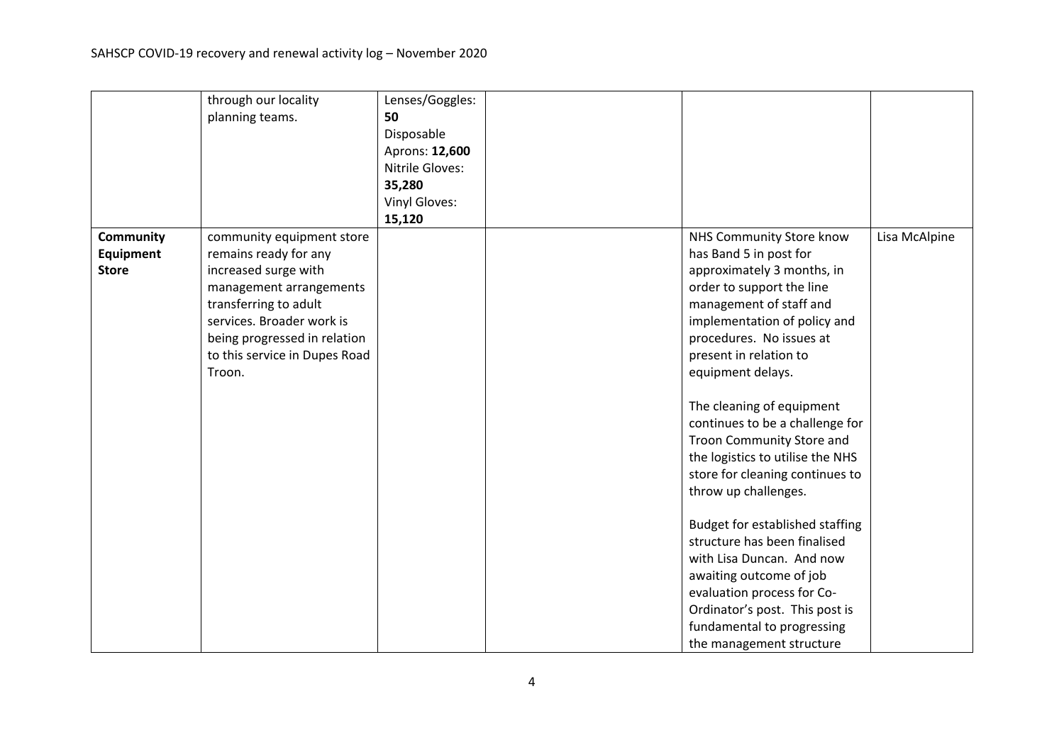| | | | | | |
|---|---|---|---|---|---|
| | through our locality planning teams. | Lenses/Goggles: **50**<br>Disposable Aprons: **12,600**<br>Nitrile Gloves: **35,280**<br>Vinyl Gloves: **15,120** | | | |
| **Community Equipment Store** | community equipment store remains ready for any increased surge with management arrangements transferring to adult services. Broader work is being progressed in relation to this service in Dupes Road Troon. | | | NHS Community Store know has Band 5 in post for approximately 3 months, in order to support the line management of staff and implementation of policy and procedures. No issues at present in relation to equipment delays.<br><br>The cleaning of equipment continues to be a challenge for Troon Community Store and the logistics to utilise the NHS store for cleaning continues to throw up challenges.<br><br>Budget for established staffing structure has been finalised with Lisa Duncan. And now awaiting outcome of job evaluation process for Co-Ordinator's post. This post is fundamental to progressing the management structure | Lisa McAlpine |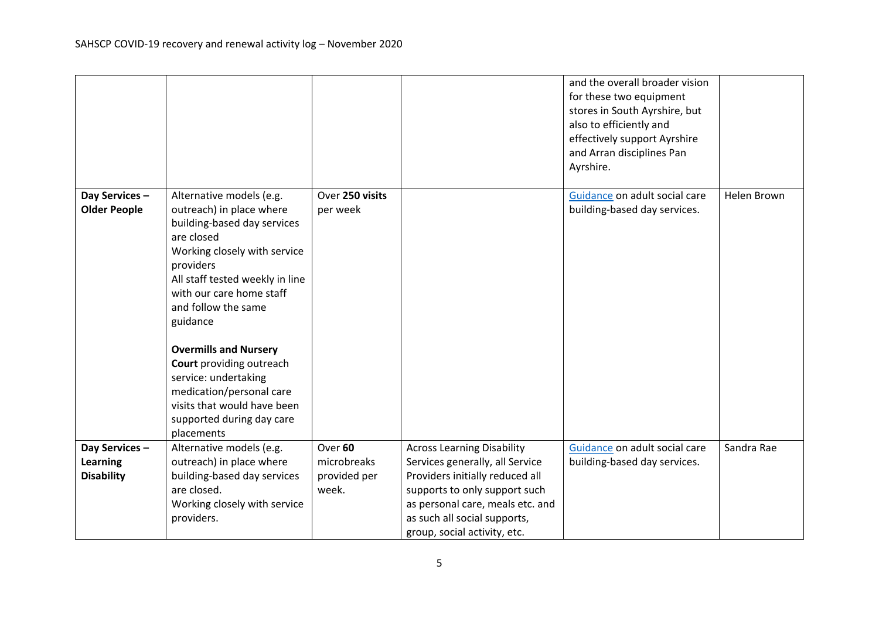| | | | | | |
|---|---|---|---|---|---|
| | | | | and the overall broader vision for these two equipment stores in South Ayrshire, but also to efficiently and effectively support Ayrshire and Arran disciplines Pan Ayrshire. | |
| **Day Services – Older People** | Alternative models (e.g. outreach) in place where building-based day services are closed<br>Working closely with service providers<br>All staff tested weekly in line with our care home staff and follow the same guidance<br><br>**Overmills and Nursery Court** providing outreach service: undertaking medication/personal care visits that would have been supported during day care placements | Over **250 visits** per week | | Guidance on adult social care building-based day services. | Helen Brown |
| **Day Services – Learning Disability** | Alternative models (e.g. outreach) in place where building-based day services are closed.<br>Working closely with service providers. | Over **60** microbreaks provided per week. | Across Learning Disability Services generally, all Service Providers initially reduced all supports to only support such as personal care, meals etc. and as such all social supports, group, social activity, etc. | Guidance on adult social care building-based day services. | Sandra Rae |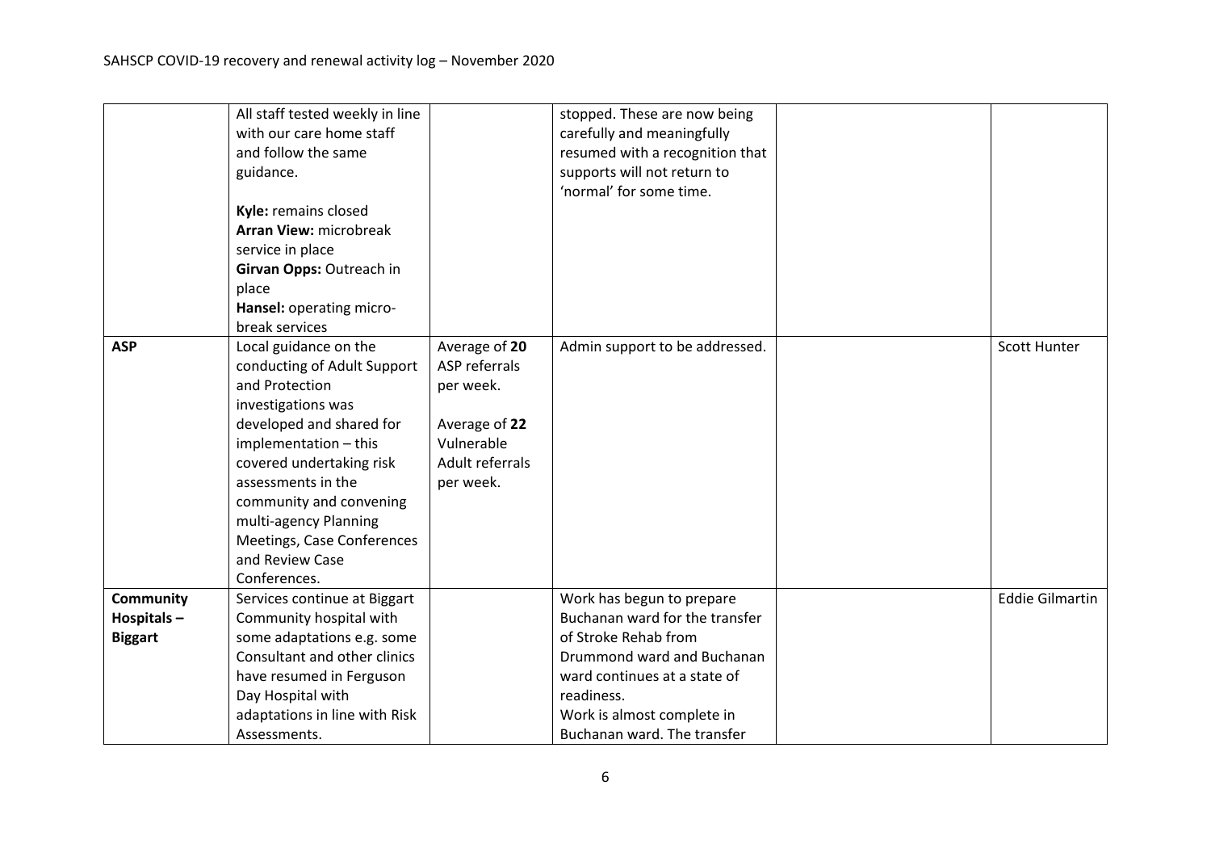| | | | | | |
|---|---|---|---|---|---|
| | All staff tested weekly in line with our care home staff and follow the same guidance.<br><br>**Kyle:** remains closed<br>**Arran View:** microbreak service in place<br>**Girvan Opps:** Outreach in place<br>**Hansel:** operating micro-break services | | stopped. These are now being carefully and meaningfully resumed with a recognition that supports will not return to 'normal' for some time. | | |
| **ASP** | Local guidance on the conducting of Adult Support and Protection investigations was developed and shared for implementation – this covered undertaking risk assessments in the community and convening multi-agency Planning Meetings, Case Conferences and Review Case Conferences. | Average of **20** ASP referrals per week.<br><br>Average of **22** Vulnerable Adult referrals per week. | Admin support to be addressed. | | Scott Hunter |
| **Community Hospitals – Biggart** | Services continue at Biggart Community hospital with some adaptations e.g. some Consultant and other clinics have resumed in Ferguson Day Hospital with adaptations in line with Risk Assessments. | | Work has begun to prepare Buchanan ward for the transfer of Stroke Rehab from Drummond ward and Buchanan ward continues at a state of readiness.<br>Work is almost complete in Buchanan ward. The transfer | | Eddie Gilmartin |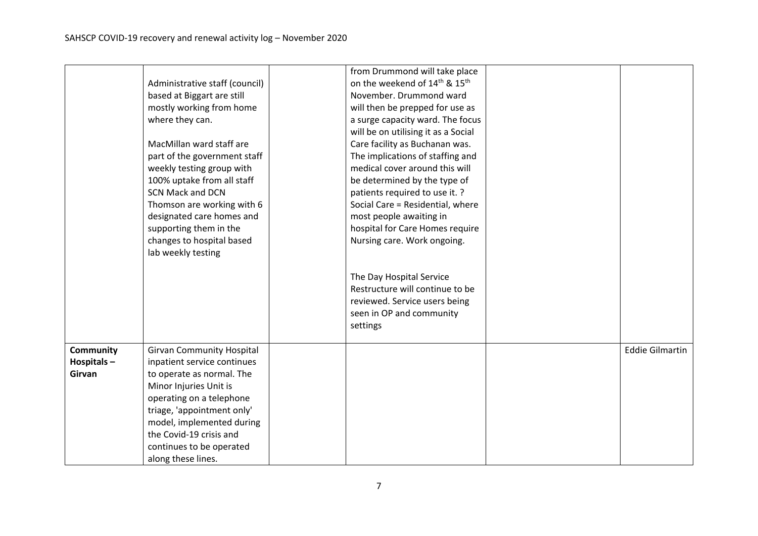| | | | | | |
|---|---|---|---|---|---|
| | Administrative staff (council) based at Biggart are still mostly working from home where they can.<br><br>MacMillan ward staff are part of the government staff weekly testing group with 100% uptake from all staff SCN Mack and DCN Thomson are working with 6 designated care homes and supporting them in the changes to hospital based lab weekly testing | | from Drummond will take place on the weekend of 14th & 15th November. Drummond ward will then be prepped for use as a surge capacity ward. The focus will be on utilising it as a Social Care facility as Buchanan was. The implications of staffing and medical cover around this will be determined by the type of patients required to use it. ? Social Care = Residential, where most people awaiting in hospital for Care Homes require Nursing care. Work ongoing.<br><br>The Day Hospital Service Restructure will continue to be reviewed. Service users being seen in OP and community settings | | |
| **Community Hospitals – Girvan** | Girvan Community Hospital inpatient service continues to operate as normal. The Minor Injuries Unit is operating on a telephone triage, 'appointment only' model, implemented during the Covid-19 crisis and continues to be operated along these lines. | | | | Eddie Gilmartin |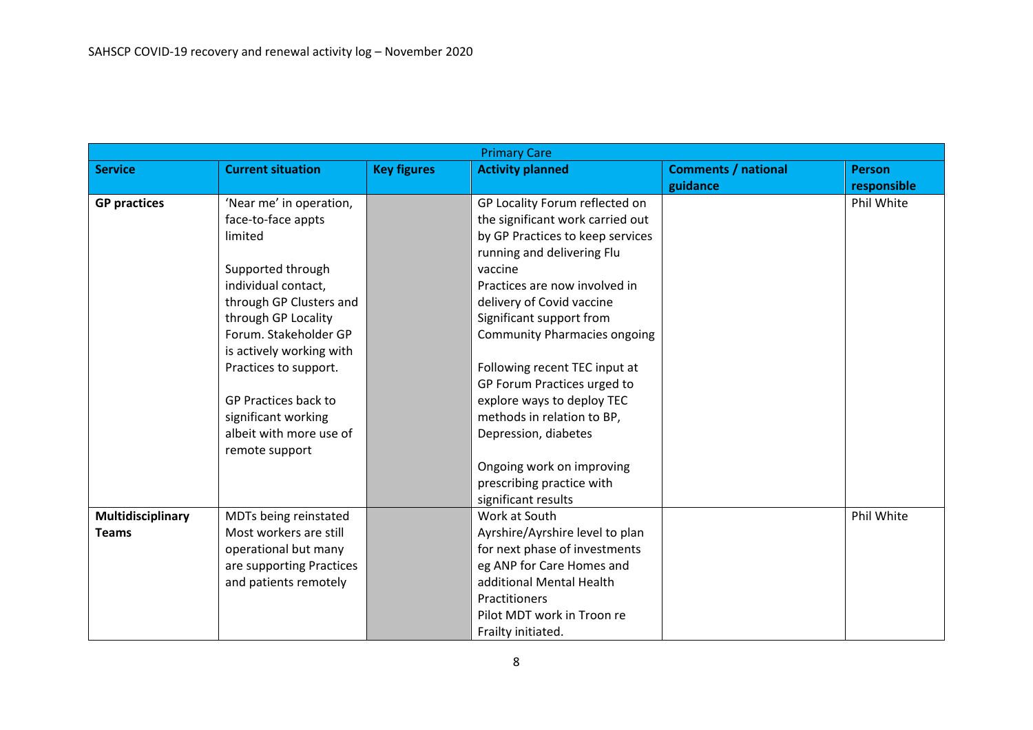| Primary Care | | | | | |
|---|---|---|---|---|---|
| **Service** | **Current situation** | **Key figures** | **Activity planned** | **Comments / national guidance** | **Person responsible** |
| **GP practices** | 'Near me' in operation, face-to-face appts limited<br><br>Supported through individual contact, through GP Clusters and through GP Locality Forum. Stakeholder GP is actively working with Practices to support.<br><br>GP Practices back to significant working albeit with more use of remote support | | GP Locality Forum reflected on the significant work carried out by GP Practices to keep services running and delivering Flu vaccine<br>Practices are now involved in delivery of Covid vaccine<br>Significant support from Community Pharmacies ongoing<br><br>Following recent TEC input at GP Forum Practices urged to explore ways to deploy TEC methods in relation to BP, Depression, diabetes<br><br>Ongoing work on improving prescribing practice with significant results | | Phil White |
| **Multidisciplinary Teams** | MDTs being reinstated<br>Most workers are still operational but many are supporting Practices and patients remotely | | Work at South Ayrshire/Ayrshire level to plan for next phase of investments eg ANP for Care Homes and additional Mental Health Practitioners<br>Pilot MDT work in Troon re Frailty initiated. | | Phil White |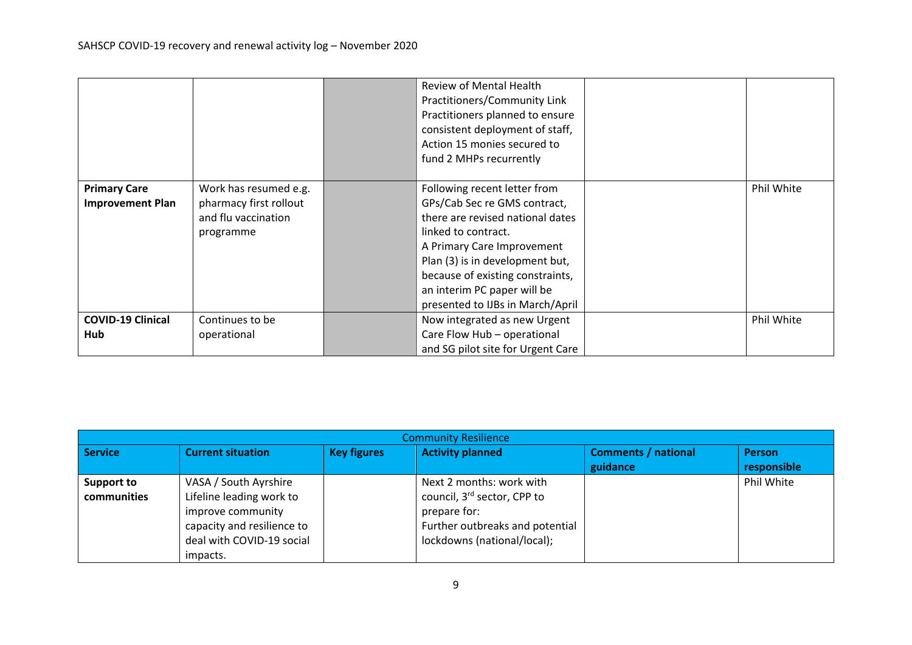| | | | | | |
|---|---|---|---|---|---|
| | | | Review of Mental Health Practitioners/Community Link Practitioners planned to ensure consistent deployment of staff, Action 15 monies secured to fund 2 MHPs recurrently | | |
| **Primary Care Improvement Plan** | Work has resumed e.g. pharmacy first rollout and flu vaccination programme | | Following recent letter from GPs/Cab Sec re GMS contract, there are revised national dates linked to contract. A Primary Care Improvement Plan (3) is in development but, because of existing constraints, an interim PC paper will be presented to IJBs in March/April | | Phil White |
| **COVID-19 Clinical Hub** | Continues to be operational | | Now integrated as new Urgent Care Flow Hub – operational and SG pilot site for Urgent Care | | Phil White |

| Community Resilience | | | | | |
|---|---|---|---|---|---|
| **Service** | **Current situation** | **Key figures** | **Activity planned** | **Comments / national guidance** | **Person responsible** |
| **Support to communities** | VASA / South Ayrshire Lifeline leading work to improve community capacity and resilience to deal with COVID-19 social impacts. | | Next 2 months: work with council, 3rd sector, CPP to prepare for: Further outbreaks and potential lockdowns (national/local); | | Phil White |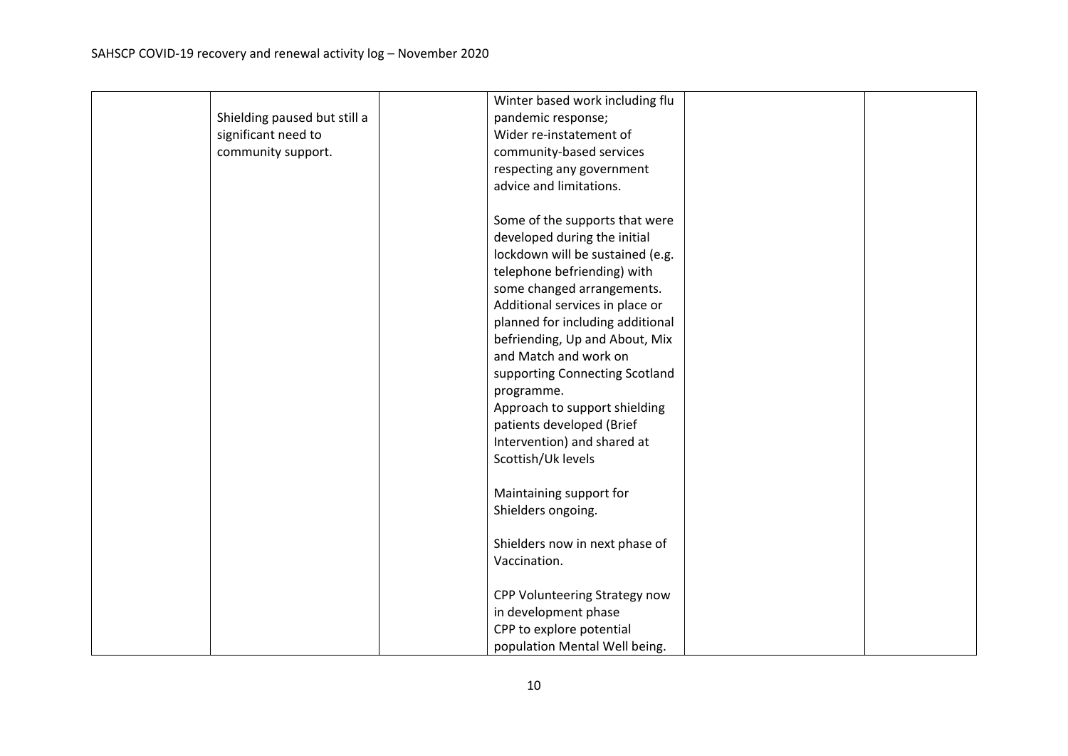|  |  |  |  |  |  |
|---|---|---|---|---|---|
|  | Shielding paused but still a significant need to community support. |  | Winter based work including flu pandemic response;<br>Wider re-instatement of community-based services respecting any government advice and limitations.<br><br>Some of the supports that were developed during the initial lockdown will be sustained (e.g. telephone befriending) with some changed arrangements.<br>Additional services in place or planned for including additional befriending, Up and About, Mix and Match and work on supporting Connecting Scotland programme.<br>Approach to support shielding patients developed (Brief Intervention) and shared at Scottish/Uk levels<br><br>Maintaining support for Shielders ongoing.<br><br>Shielders now in next phase of Vaccination.<br><br>CPP Volunteering Strategy now in development phase<br>CPP to explore potential population Mental Well being. |  |  |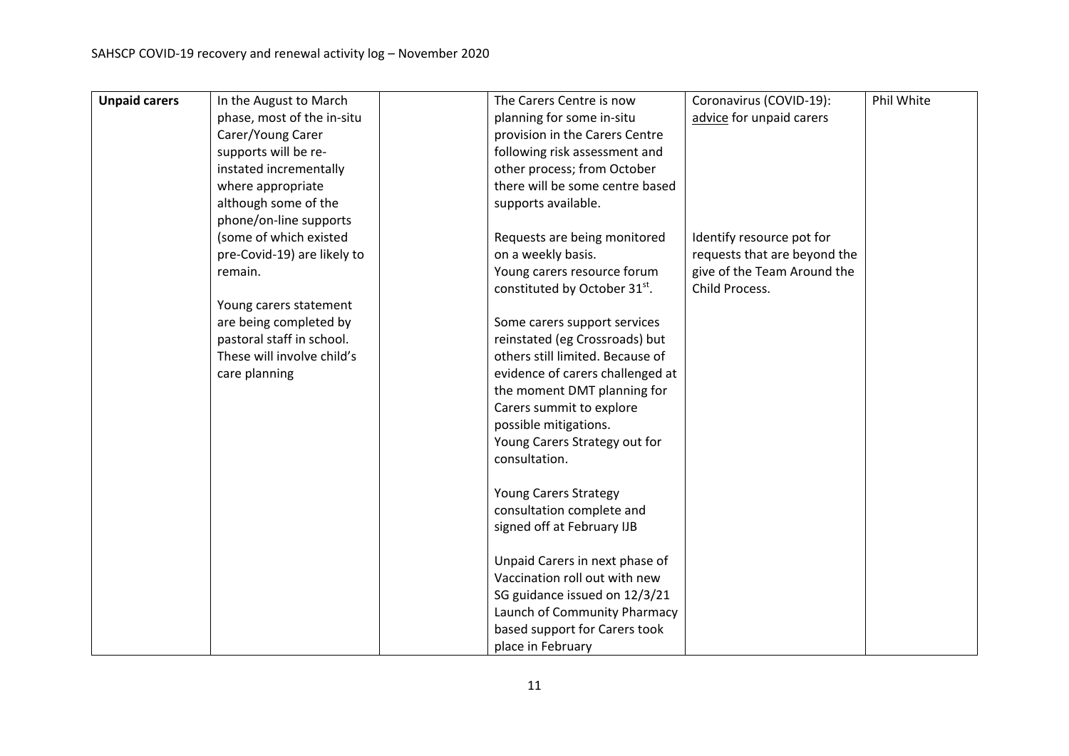| **Unpaid carers** | In the August to March phase, most of the in-situ Carer/Young Carer supports will be re-instated incrementally where appropriate although some of the phone/on-line supports (some of which existed pre-Covid-19) are likely to remain.<br><br>Young carers statement are being completed by pastoral staff in school. These will involve child's care planning | | The Carers Centre is now planning for some in-situ provision in the Carers Centre following risk assessment and other process; from October there will be some centre based supports available.<br><br>Requests are being monitored on a weekly basis.<br>Young carers resource forum constituted by October 31st.<br><br>Some carers support services reinstated (eg Crossroads) but others still limited. Because of evidence of carers challenged at the moment DMT planning for Carers summit to explore possible mitigations.<br>Young Carers Strategy out for consultation.<br><br>Young Carers Strategy consultation complete and signed off at February IJB<br><br>Unpaid Carers in next phase of Vaccination roll out with new SG guidance issued on 12/3/21<br>Launch of Community Pharmacy based support for Carers took place in February | Coronavirus (COVID-19): advice for unpaid carers<br><br>Identify resource pot for requests that are beyond the give of the Team Around the Child Process. | Phil White |
|---|---|---|---|---|---|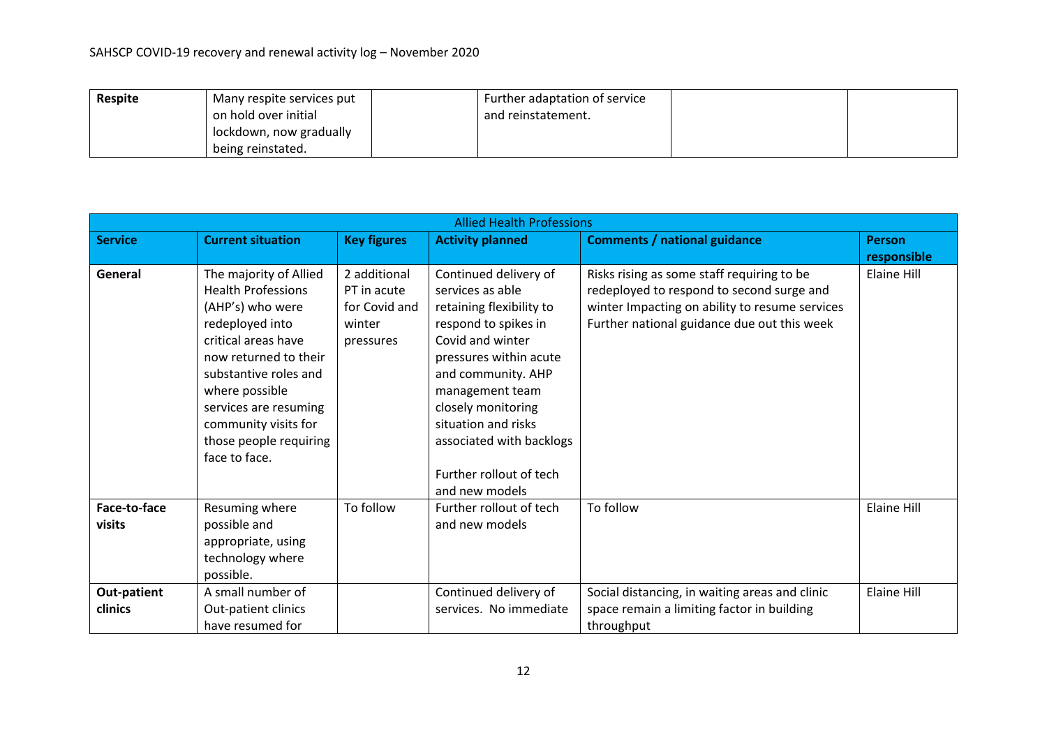| Respite | Many respite services put on hold over initial lockdown, now gradually being reinstated. | | Further adaptation of service and reinstatement. | | |
|---|---|---|---|---|---|

| Allied Health Professions | | | | | |
|---|---|---|---|---|---|
| **Service** | **Current situation** | **Key figures** | **Activity planned** | **Comments / national guidance** | **Person responsible** |
| **General** | The majority of Allied Health Professions (AHP's) who were redeployed into critical areas have now returned to their substantive roles and where possible services are resuming community visits for those people requiring face to face. | 2 additional PT in acute for Covid and winter pressures | Continued delivery of services as able retaining flexibility to respond to spikes in Covid and winter pressures within acute and community. AHP management team closely monitoring situation and risks associated with backlogs<br><br>Further rollout of tech and new models | Risks rising as some staff requiring to be redeployed to respond to second surge and winter Impacting on ability to resume services Further national guidance due out this week | Elaine Hill |
| **Face-to-face visits** | Resuming where possible and appropriate, using technology where possible. | To follow | Further rollout of tech and new models | To follow | Elaine Hill |
| **Out-patient clinics** | A small number of Out-patient clinics have resumed for | | Continued delivery of services. No immediate | Social distancing, in waiting areas and clinic space remain a limiting factor in building throughput | Elaine Hill |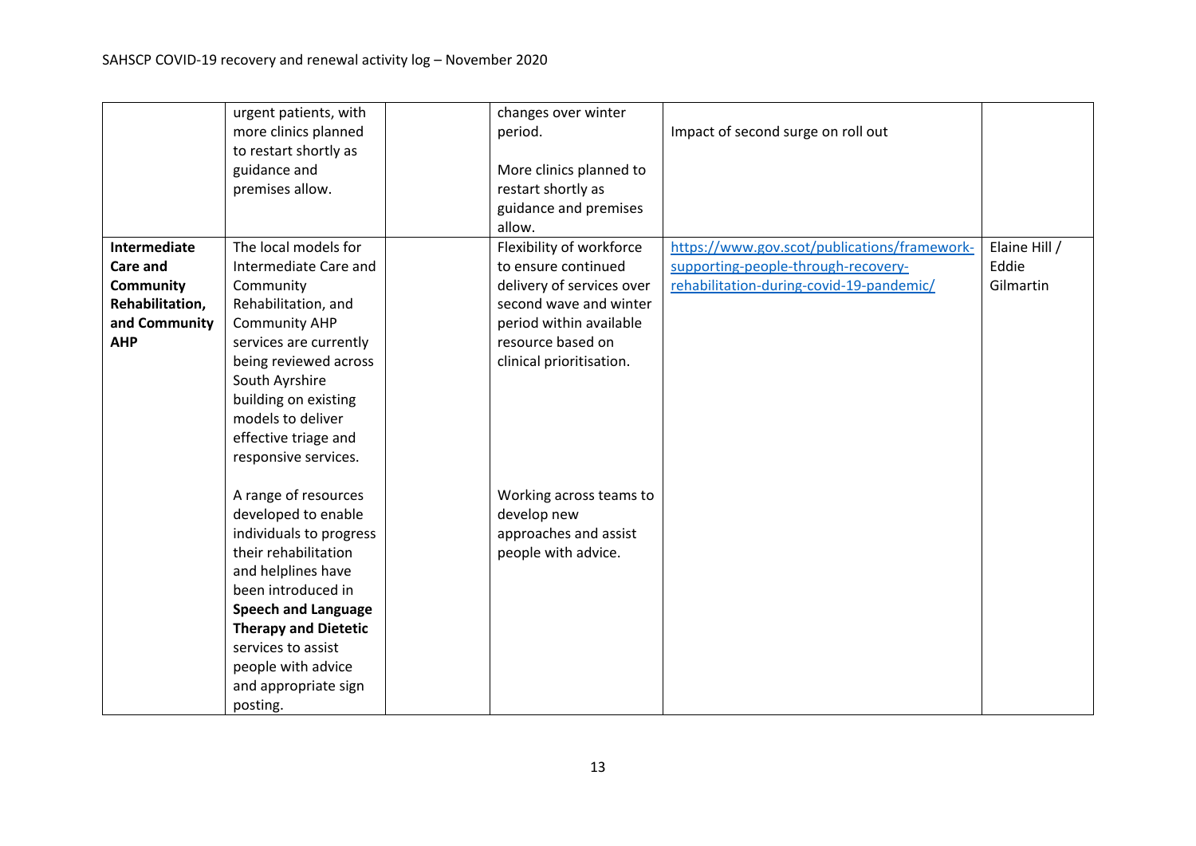| | | | | | |
|---|---|---|---|---|---|
| | urgent patients, with more clinics planned to restart shortly as guidance and premises allow. | | changes over winter period.<br><br>More clinics planned to restart shortly as guidance and premises allow. | Impact of second surge on roll out | |
| **Intermediate Care and Community Rehabilitation, and Community AHP** | The local models for Intermediate Care and Community Rehabilitation, and Community AHP services are currently being reviewed across South Ayrshire building on existing models to deliver effective triage and responsive services.<br><br>A range of resources developed to enable individuals to progress their rehabilitation and helplines have been introduced in **Speech and Language Therapy and Dietetic** services to assist people with advice and appropriate sign posting. | | Flexibility of workforce to ensure continued delivery of services over second wave and winter period within available resource based on clinical prioritisation.<br><br>Working across teams to develop new approaches and assist people with advice. | [https://www.gov.scot/publications/framework-supporting-people-through-recovery-rehabilitation-during-covid-19-pandemic/](https://www.gov.scot/publications/framework-supporting-people-through-recovery-rehabilitation-during-covid-19-pandemic/) | Elaine Hill / Eddie Gilmartin |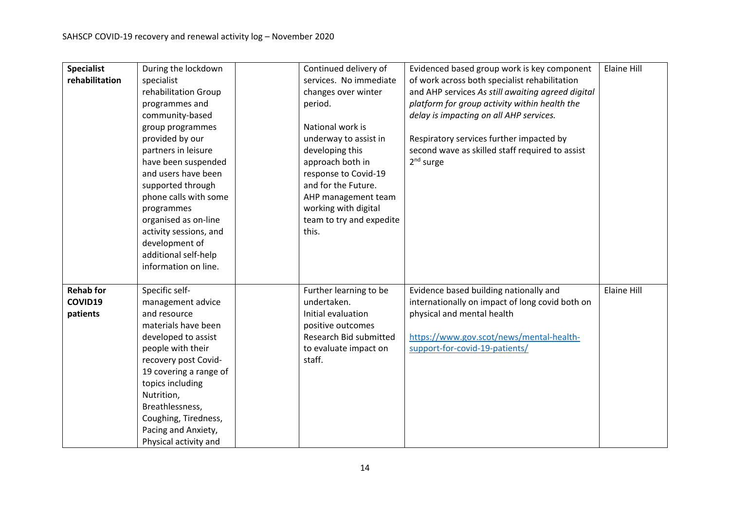| | | | | | |
|---|---|---|---|---|---|
| **Specialist rehabilitation** | During the lockdown specialist rehabilitation Group programmes and community-based group programmes provided by our partners in leisure have been suspended and users have been supported through phone calls with some programmes organised as on-line activity sessions, and development of additional self-help information on line. | | Continued delivery of services. No immediate changes over winter period.<br><br>National work is underway to assist in developing this approach both in response to Covid-19 and for the Future. AHP management team working with digital team to try and expedite this. | Evidenced based group work is key component of work across both specialist rehabilitation and AHP services *As still awaiting agreed digital platform for group activity within health the delay is impacting on all AHP services.*<br><br>Respiratory services further impacted by second wave as skilled staff required to assist 2nd surge | Elaine Hill |
| **Rehab for COVID19 patients** | Specific self-management advice and resource materials have been developed to assist people with their recovery post Covid-19 covering a range of topics including Nutrition, Breathlessness, Coughing, Tiredness, Pacing and Anxiety, Physical activity and | | Further learning to be undertaken.<br>Initial evaluation positive outcomes<br>Research Bid submitted to evaluate impact on staff. | Evidence based building nationally and internationally on impact of long covid both on physical and mental health<br><br>https://www.gov.scot/news/mental-health-support-for-covid-19-patients/ | Elaine Hill |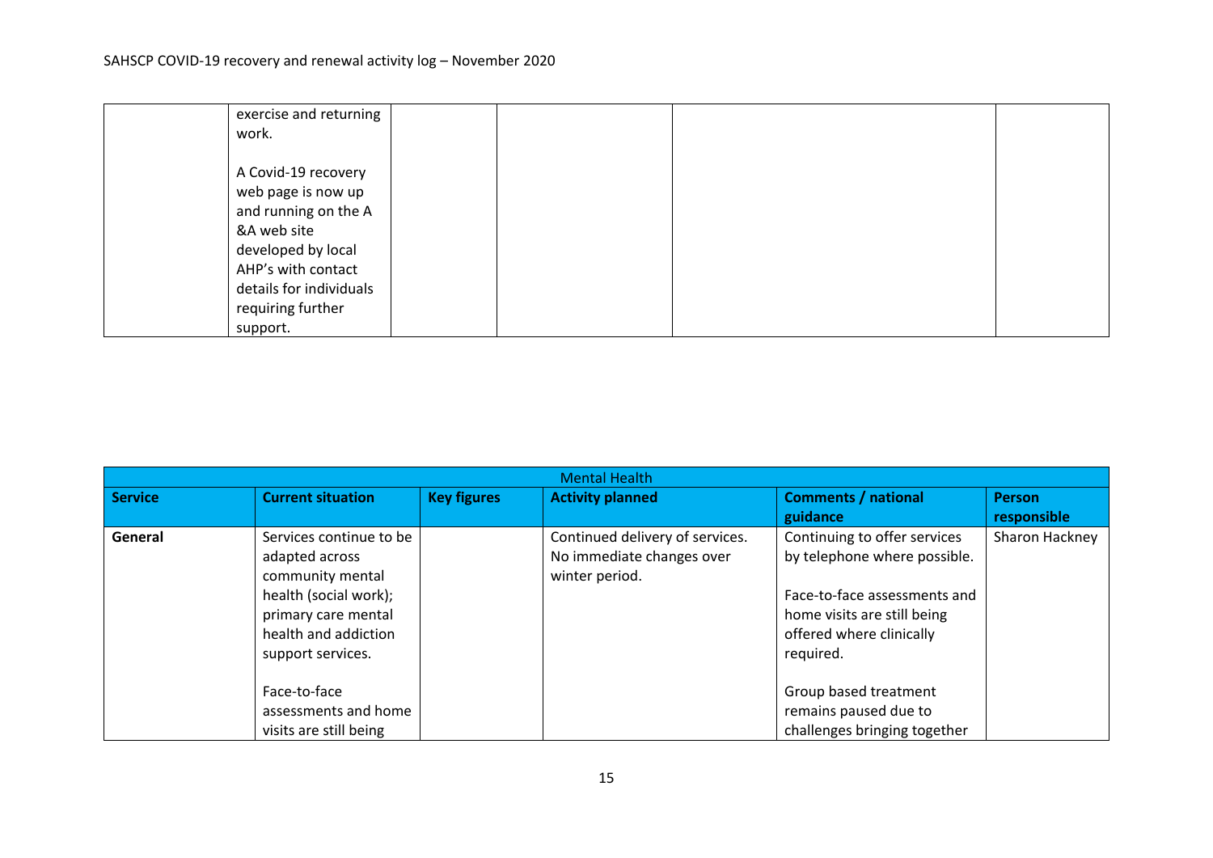| | | | | | |
|---|---|---|---|---|---|
| | exercise and returning work.<br><br>A Covid-19 recovery web page is now up and running on the A &A web site developed by local AHP's with contact details for individuals requiring further support. | | | | |

| Mental Health | | | | | |
|---|---|---|---|---|---|
| **Service** | **Current situation** | **Key figures** | **Activity planned** | **Comments / national guidance** | **Person responsible** |
| **General** | Services continue to be adapted across community mental health (social work); primary care mental health and addiction support services.<br><br>Face-to-face assessments and home visits are still being | | Continued delivery of services. No immediate changes over winter period. | Continuing to offer services by telephone where possible.<br><br>Face-to-face assessments and home visits are still being offered where clinically required.<br><br>Group based treatment remains paused due to challenges bringing together | Sharon Hackney |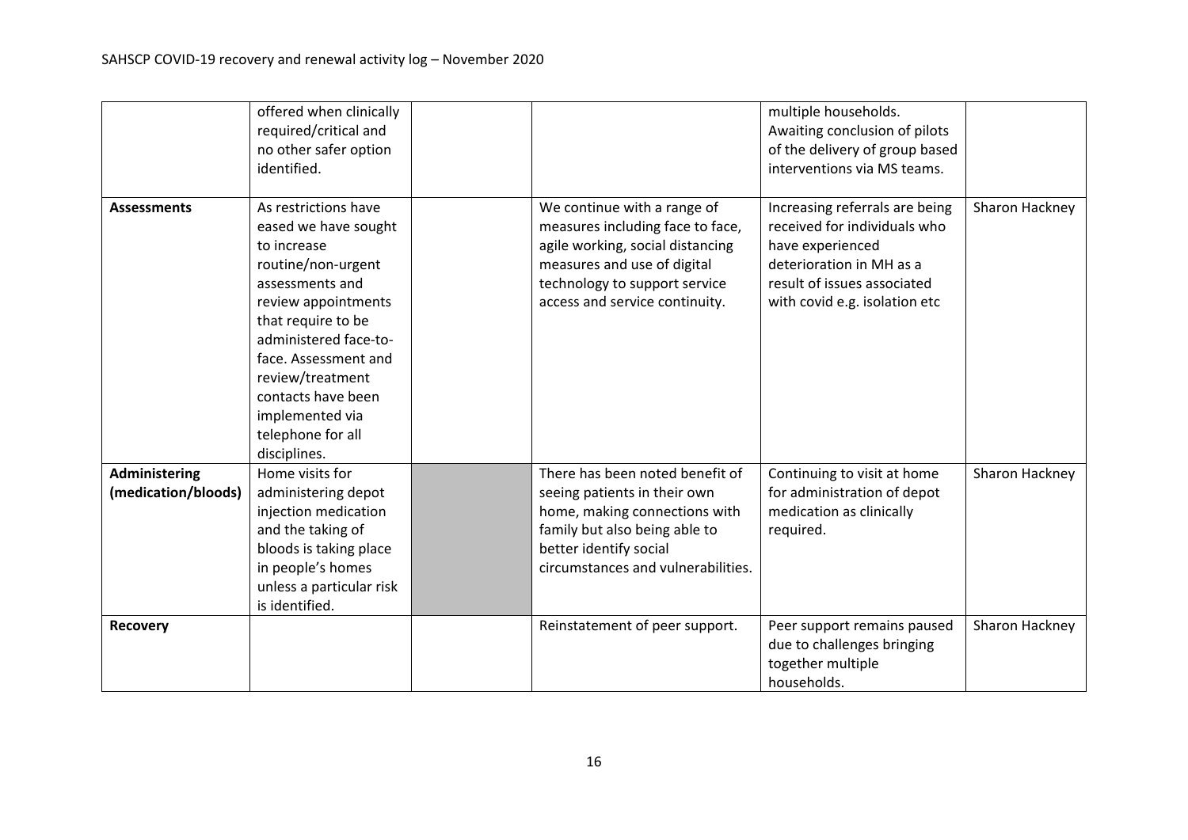| | | | | | |
|---|---|---|---|---|---|
| | offered when clinically required/critical and no other safer option identified. | | | multiple households. Awaiting conclusion of pilots of the delivery of group based interventions via MS teams. | |
| **Assessments** | As restrictions have eased we have sought to increase routine/non-urgent assessments and review appointments that require to be administered face-to-face. Assessment and review/treatment contacts have been implemented via telephone for all disciplines. | | We continue with a range of measures including face to face, agile working, social distancing measures and use of digital technology to support service access and service continuity. | Increasing referrals are being received for individuals who have experienced deterioration in MH as a result of issues associated with covid e.g. isolation etc | Sharon Hackney |
| **Administering (medication/bloods)** | Home visits for administering depot injection medication and the taking of bloods is taking place in people's homes unless a particular risk is identified. | | There has been noted benefit of seeing patients in their own home, making connections with family but also being able to better identify social circumstances and vulnerabilities. | Continuing to visit at home for administration of depot medication as clinically required. | Sharon Hackney |
| **Recovery** | | | Reinstatement of peer support. | Peer support remains paused due to challenges bringing together multiple households. | Sharon Hackney |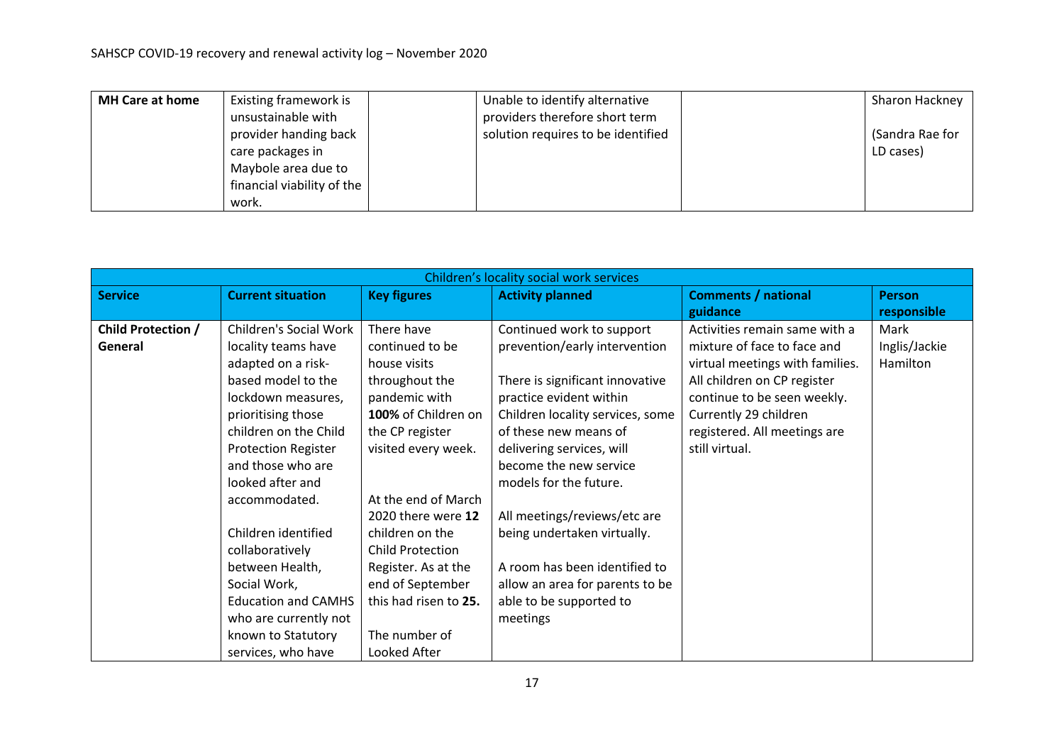| MH Care at home | Existing framework is unsustainable with provider handing back care packages in Maybole area due to financial viability of the work. | | Unable to identify alternative providers therefore short term solution requires to be identified | | Sharon Hackney<br><br>(Sandra Rae for LD cases) |
|---|---|---|---|---|---|

| Children's locality social work services | | | | | |
|---|---|---|---|---|---|
| **Service** | **Current situation** | **Key figures** | **Activity planned** | **Comments / national guidance** | **Person responsible** |
| **Child Protection / General** | Children's Social Work locality teams have adapted on a risk-based model to the lockdown measures, prioritising those children on the Child Protection Register and those who are looked after and accommodated.<br><br>Children identified collaboratively between Health, Social Work, Education and CAMHS who are currently not known to Statutory services, who have | There have continued to be house visits throughout the pandemic with **100%** of Children on the CP register visited every week.<br><br>At the end of March 2020 there were **12** children on the Child Protection Register. As at the end of September this had risen to **25.**<br><br>The number of Looked After | Continued work to support prevention/early intervention<br><br>There is significant innovative practice evident within Children locality services, some of these new means of delivering services, will become the new service models for the future.<br><br>All meetings/reviews/etc are being undertaken virtually.<br><br>A room has been identified to allow an area for parents to be able to be supported to meetings | Activities remain same with a mixture of face to face and virtual meetings with families. All children on CP register continue to be seen weekly. Currently 29 children registered. All meetings are still virtual. | Mark Inglis/Jackie Hamilton |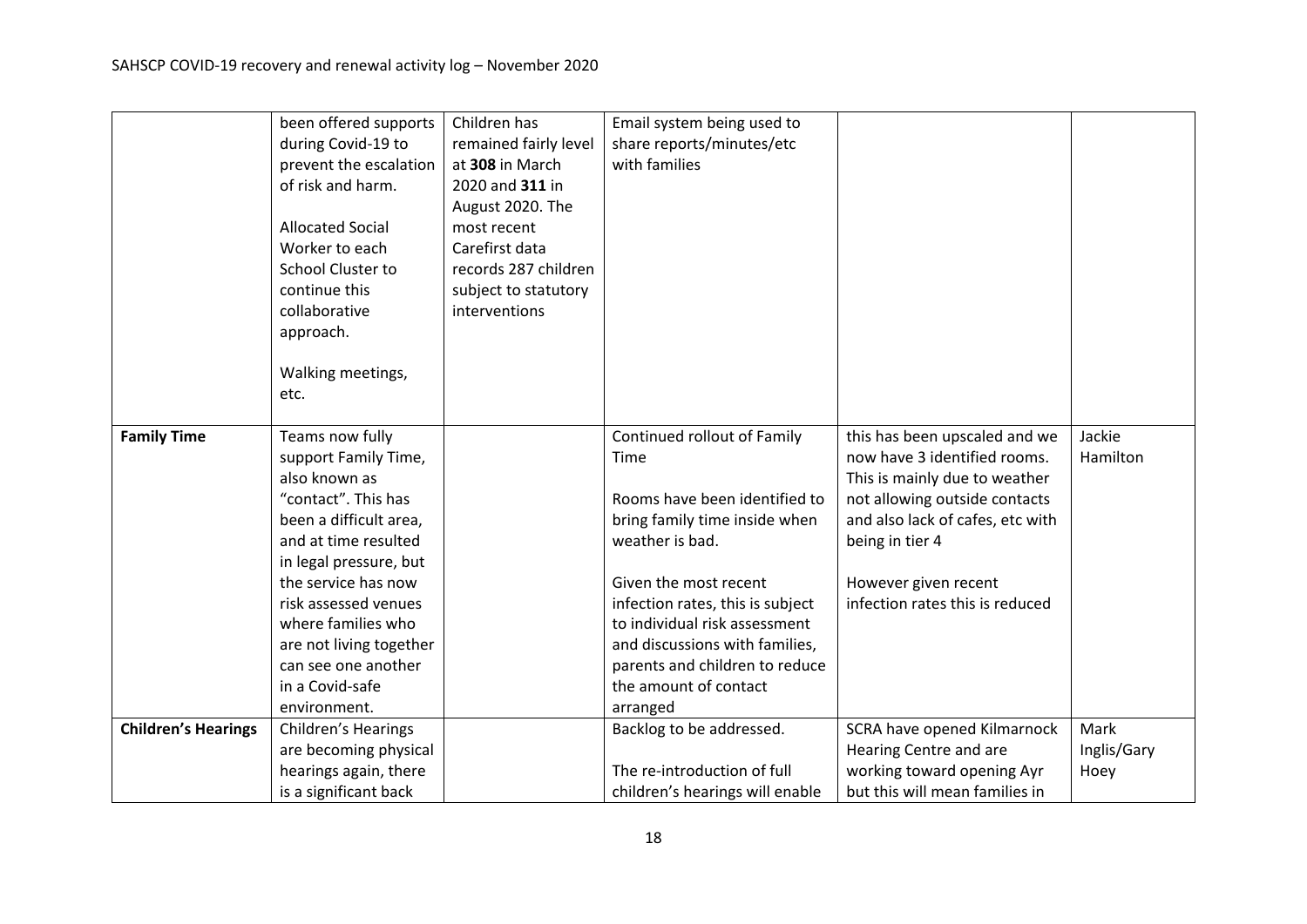| | | | | | |
|---|---|---|---|---|---|
| | been offered supports during Covid-19 to prevent the escalation of risk and harm.<br><br>Allocated Social Worker to each School Cluster to continue this collaborative approach.<br><br>Walking meetings, etc. | Children has remained fairly level at **308** in March 2020 and **311** in August 2020. The most recent Carefirst data records 287 children subject to statutory interventions | Email system being used to share reports/minutes/etc with families | | |
| **Family Time** | Teams now fully support Family Time, also known as "contact". This has been a difficult area, and at time resulted in legal pressure, but the service has now risk assessed venues where families who are not living together can see one another in a Covid-safe environment. | | Continued rollout of Family Time<br><br>Rooms have been identified to bring family time inside when weather is bad.<br><br>Given the most recent infection rates, this is subject to individual risk assessment and discussions with families, parents and children to reduce the amount of contact arranged | this has been upscaled and we now have 3 identified rooms. This is mainly due to weather not allowing outside contacts and also lack of cafes, etc with being in tier 4<br><br>However given recent infection rates this is reduced | Jackie Hamilton |
| **Children's Hearings** | Children's Hearings are becoming physical hearings again, there is a significant back | | Backlog to be addressed.<br><br>The re-introduction of full children's hearings will enable | SCRA have opened Kilmarnock Hearing Centre and are working toward opening Ayr but this will mean families in | Mark Inglis/Gary Hoey |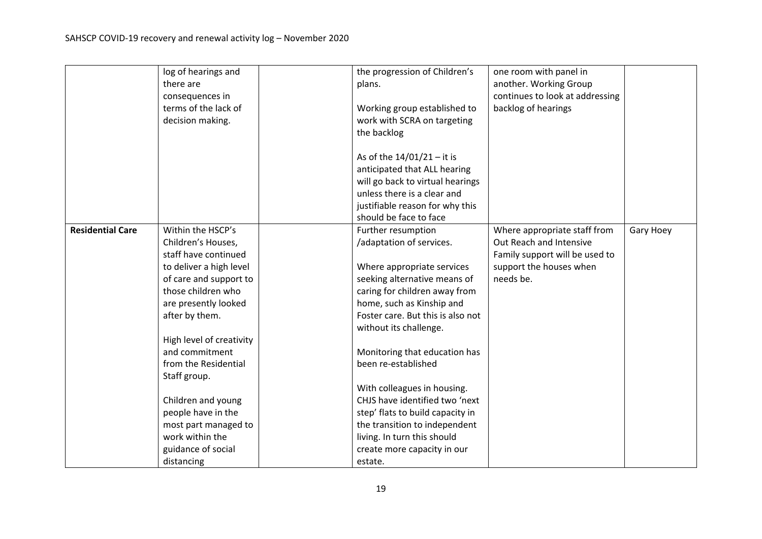| | | | | | |
|---|---|---|---|---|---|
| | log of hearings and there are consequences in terms of the lack of decision making. | | the progression of Children's plans.<br><br>Working group established to work with SCRA on targeting the backlog<br><br>As of the 14/01/21 – it is anticipated that ALL hearing will go back to virtual hearings unless there is a clear and justifiable reason for why this should be face to face | one room with panel in another. Working Group continues to look at addressing backlog of hearings | |
| **Residential Care** | Within the HSCP's Children's Houses, staff have continued to deliver a high level of care and support to those children who are presently looked after by them.<br><br>High level of creativity and commitment from the Residential Staff group.<br><br>Children and young people have in the most part managed to work within the guidance of social distancing | | Further resumption /adaptation of services.<br><br>Where appropriate services seeking alternative means of caring for children away from home, such as Kinship and Foster care. But this is also not without its challenge.<br><br>Monitoring that education has been re-established<br><br>With colleagues in housing. CHJS have identified two 'next step' flats to build capacity in the transition to independent living. In turn this should create more capacity in our estate. | Where appropriate staff from Out Reach and Intensive Family support will be used to support the houses when needs be. | Gary Hoey |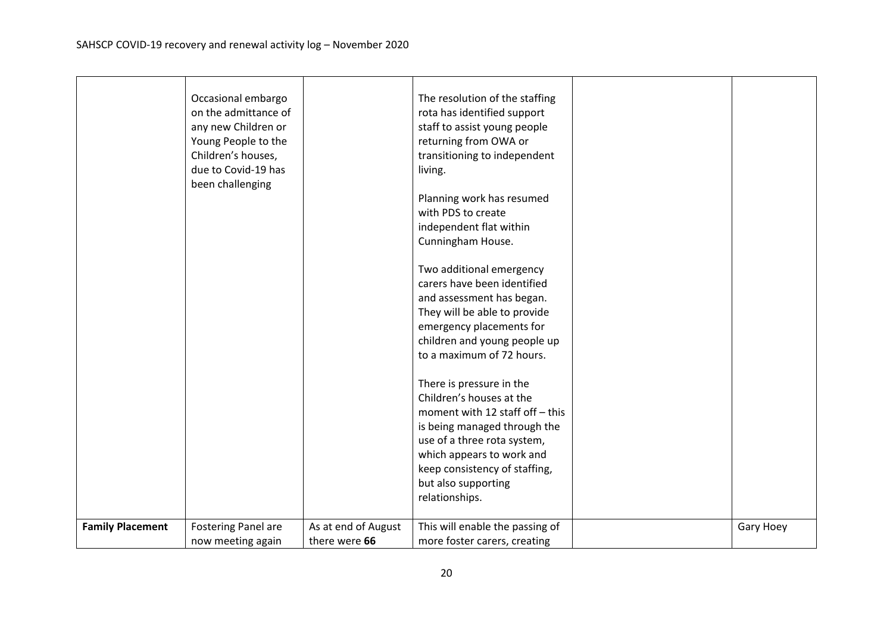| | | | | | |
|---|---|---|---|---|---|
| | Occasional embargo on the admittance of any new Children or Young People to the Children's houses, due to Covid-19 has been challenging | | The resolution of the staffing rota has identified support staff to assist young people returning from OWA or transitioning to independent living.<br><br>Planning work has resumed with PDS to create independent flat within Cunningham House.<br><br>Two additional emergency carers have been identified and assessment has began. They will be able to provide emergency placements for children and young people up to a maximum of 72 hours.<br><br>There is pressure in the Children's houses at the moment with 12 staff off – this is being managed through the use of a three rota system, which appears to work and keep consistency of staffing, but also supporting relationships. | | |
| **Family Placement** | Fostering Panel are now meeting again | As at end of August there were **66** | This will enable the passing of more foster carers, creating | | Gary Hoey |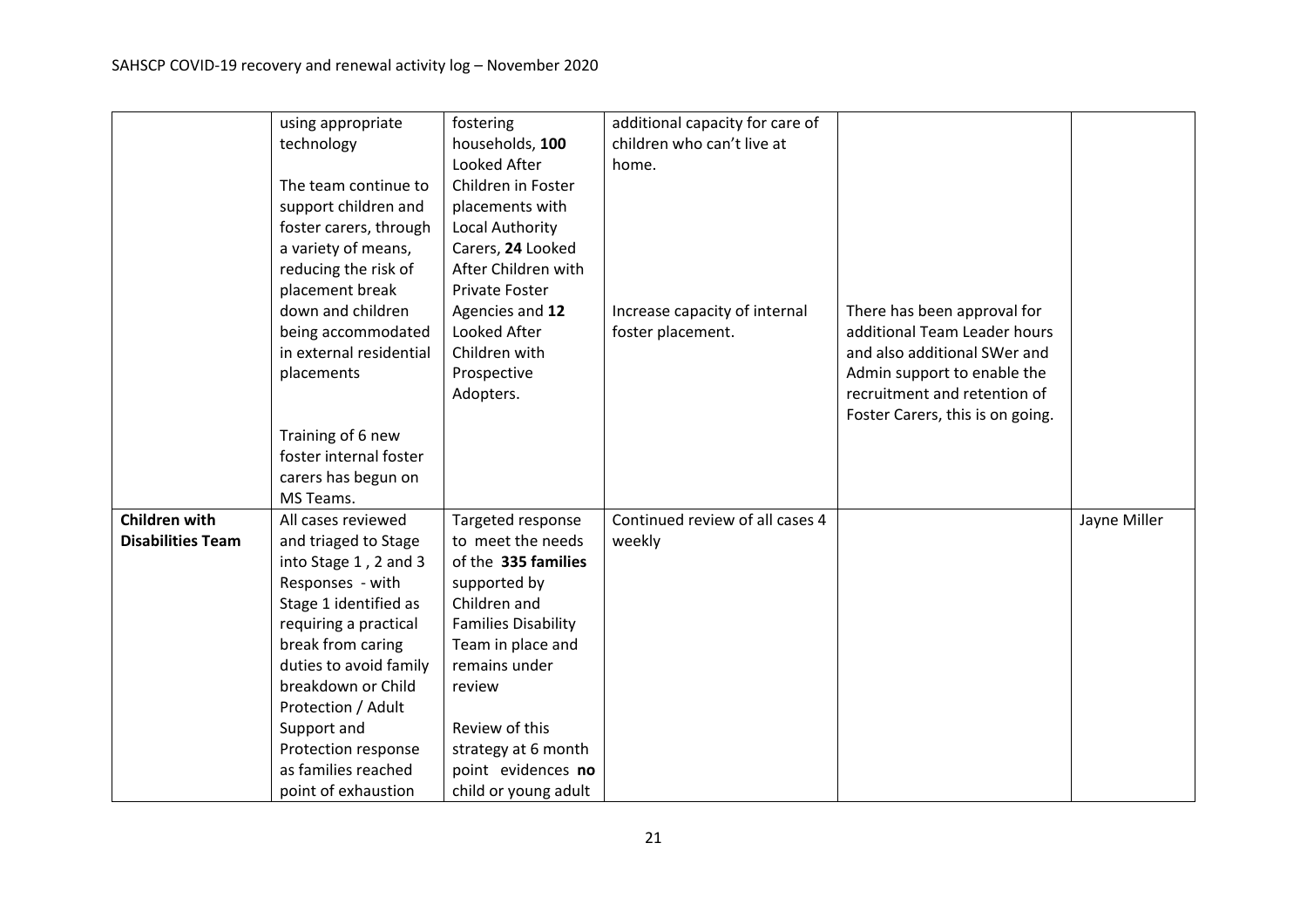| | | | | | |
|---|---|---|---|---|---|
| | using appropriate technology<br><br>The team continue to support children and foster carers, through a variety of means, reducing the risk of placement break down and children being accommodated in external residential placements<br><br>Training of 6 new foster internal foster carers has begun on MS Teams. | fostering households, **100** Looked After Children in Foster placements with Local Authority Carers, **24** Looked After Children with Private Foster Agencies and **12** Looked After Children with Prospective Adopters. | additional capacity for care of children who can't live at home.<br><br>Increase capacity of internal foster placement. | There has been approval for additional Team Leader hours and also additional SWer and Admin support to enable the recruitment and retention of Foster Carers, this is on going. | |
| **Children with Disabilities Team** | All cases reviewed and triaged to Stage into Stage 1 , 2 and 3 Responses - with Stage 1 identified as requiring a practical break from caring duties to avoid family breakdown or Child Protection / Adult Support and Protection response as families reached point of exhaustion | Targeted response to meet the needs of the **335 families** supported by Children and Families Disability Team in place and remains under review<br><br>Review of this strategy at 6 month point evidences **no** child or young adult | Continued review of all cases 4 weekly | | Jayne Miller |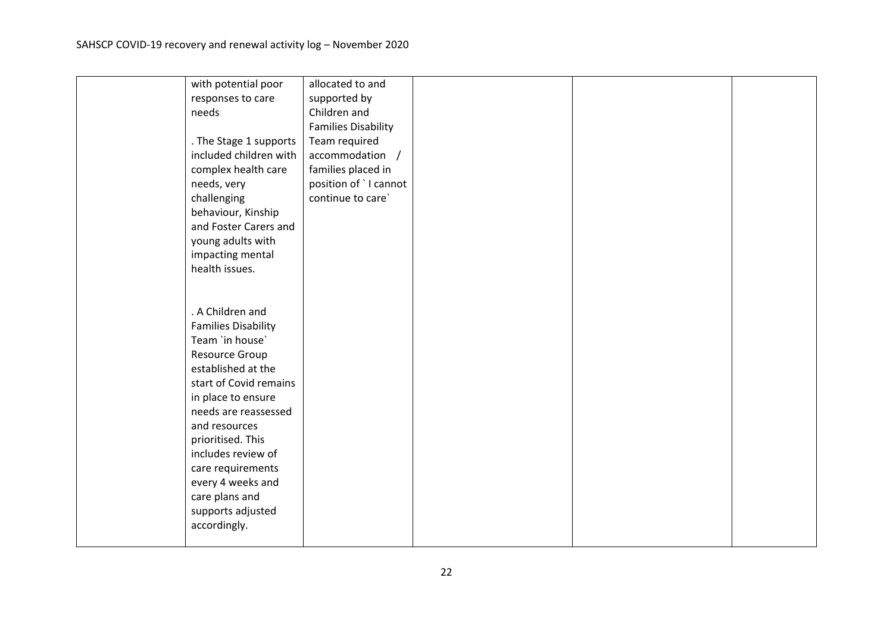| | | | | | |
|---|---|---|---|---|---|
| | with potential poor responses to care needs<br><br>. The Stage 1 supports included children with complex health care needs, very challenging behaviour, Kinship and Foster Carers and young adults with impacting mental health issues.<br><br>. A Children and Families Disability Team `in house` Resource Group established at the start of Covid remains in place to ensure needs are reassessed and resources prioritised. This includes review of care requirements every 4 weeks and care plans and supports adjusted accordingly. | allocated to and supported by Children and Families Disability Team required accommodation / families placed in position of ` I cannot continue to care` | | | |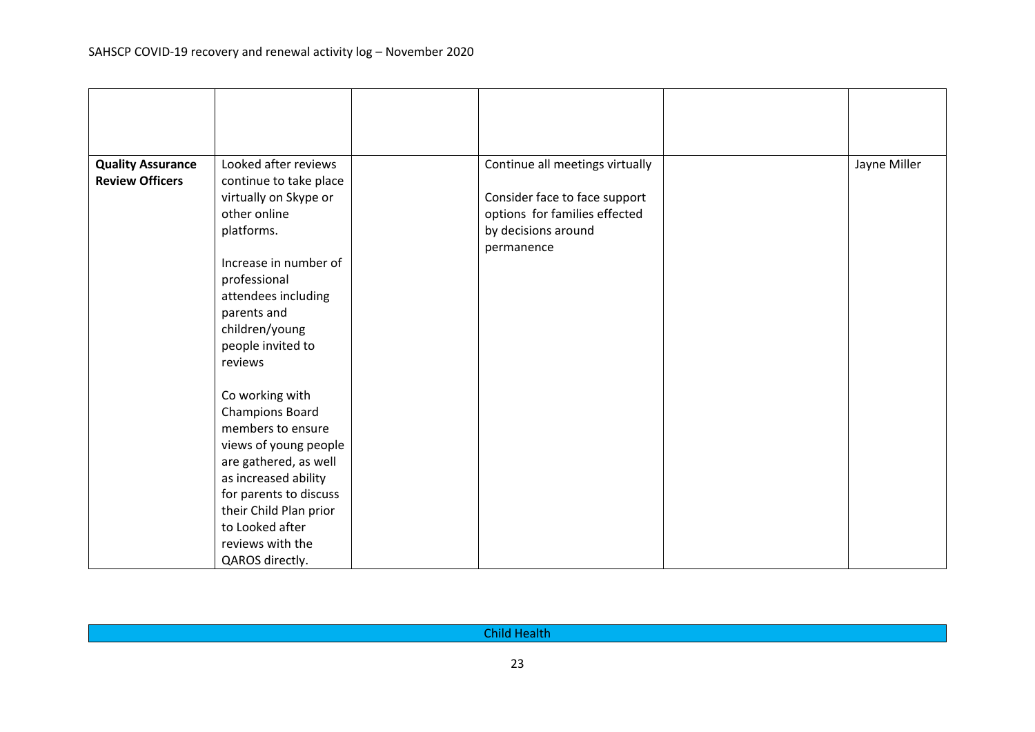| | | | | | |
|---|---|---|---|---|---|
| | | | | | |
| **Quality Assurance Review Officers** | Looked after reviews continue to take place virtually on Skype or other online platforms.<br><br>Increase in number of professional attendees including parents and children/young people invited to reviews<br><br>Co working with Champions Board members to ensure views of young people are gathered, as well as increased ability for parents to discuss their Child Plan prior to Looked after reviews with the QAROS directly. | | Continue all meetings virtually<br><br>Consider face to face support options for families effected by decisions around permanence | | Jayne Miller |

| Child Health |
|---|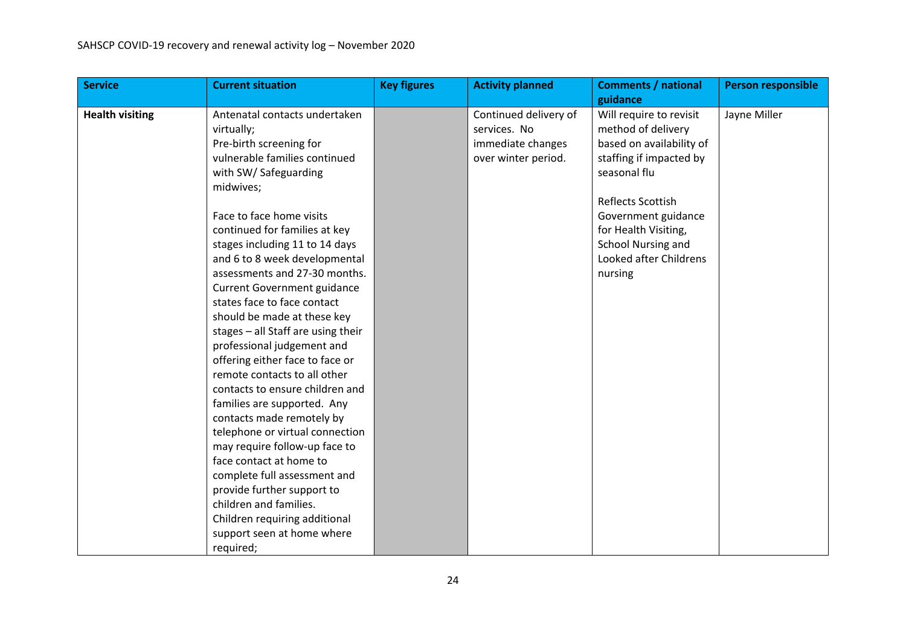SAHSCP COVID-19 recovery and renewal activity log – November 2020

| Service | Current situation | Key figures | Activity planned | Comments / national guidance | Person responsible |
| --- | --- | --- | --- | --- | --- |
| **Health visiting** | Antenatal contacts undertaken virtually;<br>Pre-birth screening for vulnerable families continued with SW/ Safeguarding midwives;<br><br>Face to face home visits continued for families at key stages including 11 to 14 days and 6 to 8 week developmental assessments and 27-30 months. Current Government guidance states face to face contact should be made at these key stages – all Staff are using their professional judgement and offering either face to face or remote contacts to all other contacts to ensure children and families are supported. Any contacts made remotely by telephone or virtual connection may require follow-up face to face contact at home to complete full assessment and provide further support to children and families.<br>Children requiring additional support seen at home where required; | | Continued delivery of services. No immediate changes over winter period. | Will require to revisit method of delivery based on availability of staffing if impacted by seasonal flu<br><br>Reflects Scottish Government guidance for Health Visiting, School Nursing and Looked after Childrens nursing | Jayne Miller |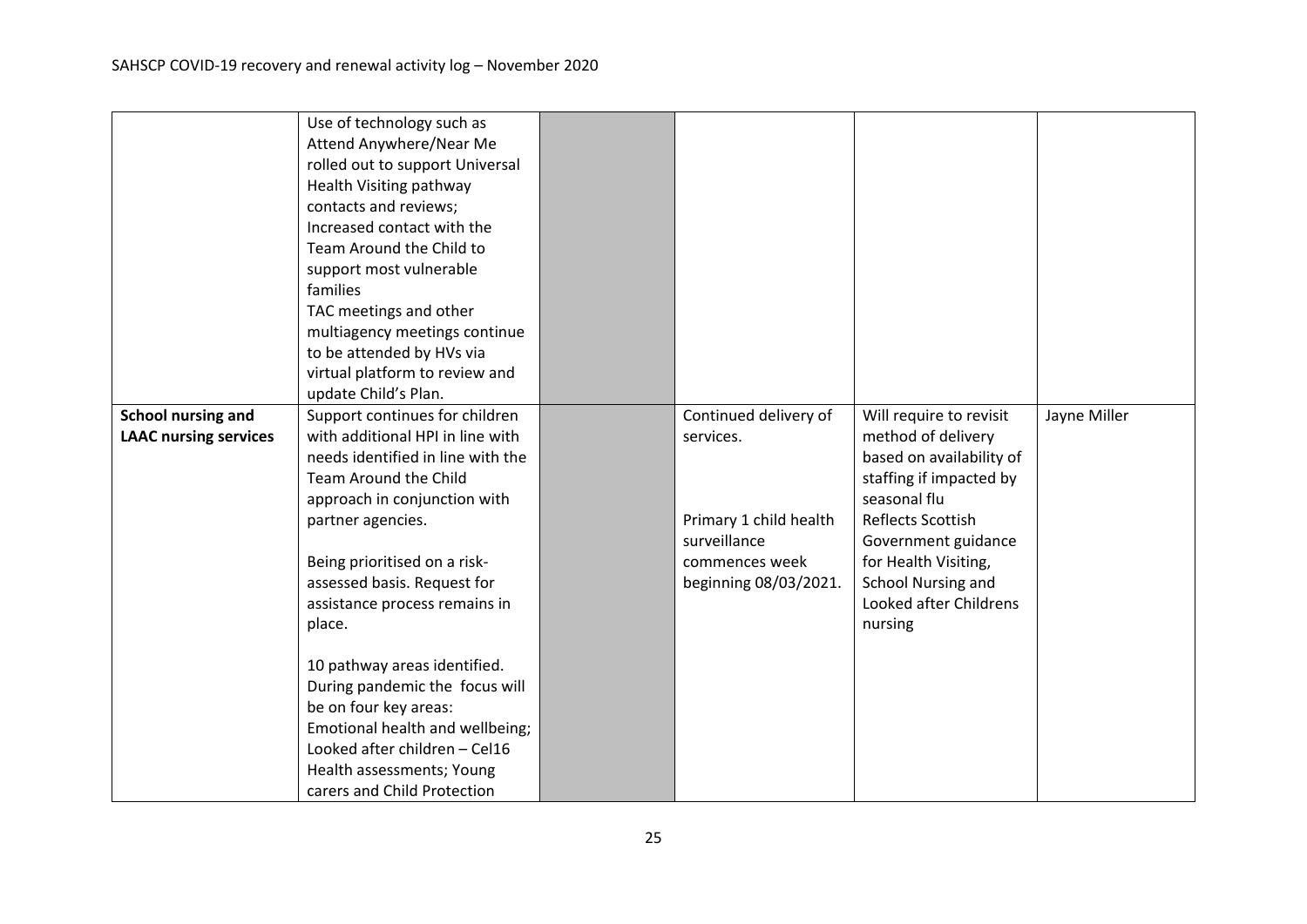| | | | | | |
|---|---|---|---|---|---|
| | Use of technology such as Attend Anywhere/Near Me rolled out to support Universal Health Visiting pathway contacts and reviews;<br>Increased contact with the Team Around the Child to support most vulnerable families<br>TAC meetings and other multiagency meetings continue to be attended by HVs via virtual platform to review and update Child's Plan. | | | | |
| **School nursing and LAAC nursing services** | Support continues for children with additional HPI in line with needs identified in line with the Team Around the Child approach in conjunction with partner agencies.<br><br>Being prioritised on a risk-assessed basis. Request for assistance process remains in place.<br><br>10 pathway areas identified. During pandemic the focus will be on four key areas: Emotional health and wellbeing; Looked after children – Cel16 Health assessments; Young carers and Child Protection | | Continued delivery of services.<br><br>Primary 1 child health surveillance commences week beginning 08/03/2021. | Will require to revisit method of delivery based on availability of staffing if impacted by seasonal flu<br>Reflects Scottish Government guidance for Health Visiting, School Nursing and Looked after Childrens nursing | Jayne Miller |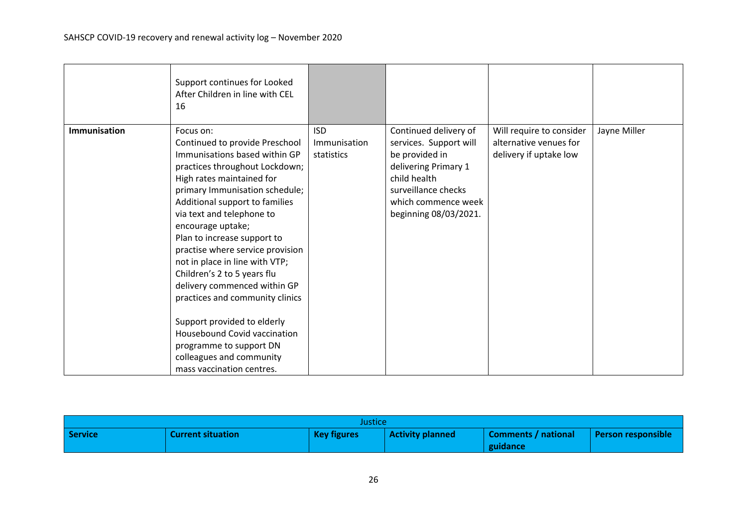| | | | | | |
|---|---|---|---|---|---|
| | Support continues for Looked After Children in line with CEL 16 | | | | |
| **Immunisation** | Focus on:<br>Continued to provide Preschool Immunisations based within GP practices throughout Lockdown;<br>High rates maintained for primary Immunisation schedule;<br>Additional support to families via text and telephone to encourage uptake;<br>Plan to increase support to practise where service provision not in place in line with VTP;<br>Children's 2 to 5 years flu delivery commenced within GP practices and community clinics<br><br>Support provided to elderly Housebound Covid vaccination programme to support DN colleagues and community mass vaccination centres. | ISD Immunisation statistics | Continued delivery of services. Support will be provided in delivering Primary 1 child health surveillance checks which commence week beginning 08/03/2021. | Will require to consider alternative venues for delivery if uptake low | Jayne Miller |

| Justice | | | | | |
|---|---|---|---|---|---|
| **Service** | **Current situation** | **Key figures** | **Activity planned** | **Comments / national guidance** | **Person responsible** |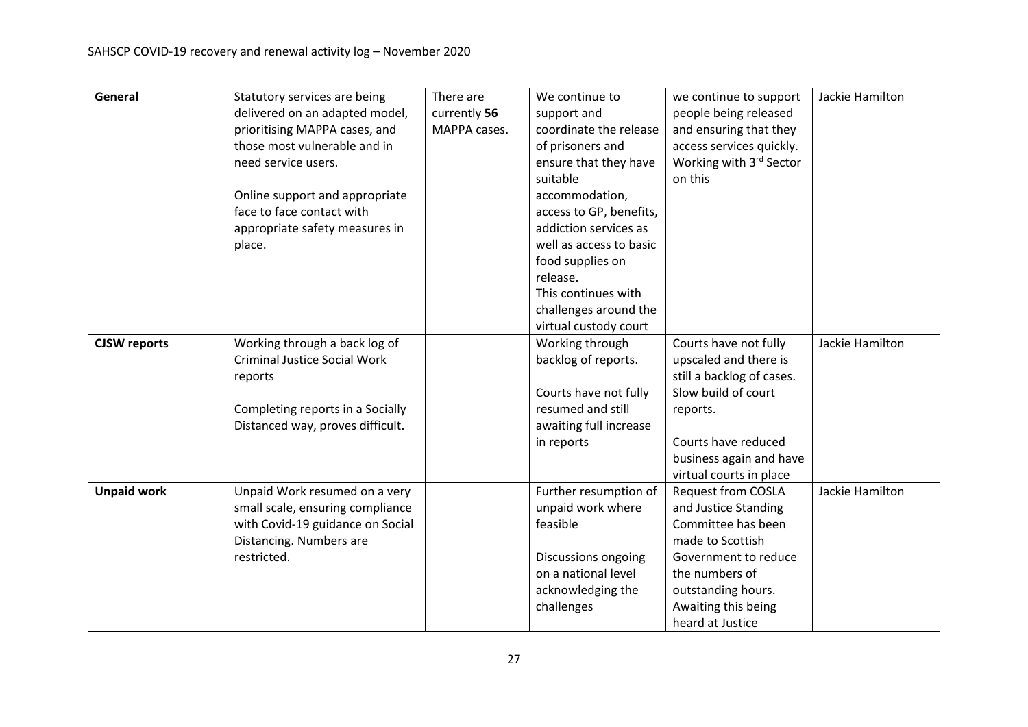| | | | | | |
|---|---|---|---|---|---|
| **General** | Statutory services are being delivered on an adapted model, prioritising MAPPA cases, and those most vulnerable and in need service users.<br><br>Online support and appropriate face to face contact with appropriate safety measures in place. | There are currently **56** MAPPA cases. | We continue to support and coordinate the release of prisoners and ensure that they have suitable accommodation, access to GP, benefits, addiction services as well as access to basic food supplies on release.<br>This continues with challenges around the virtual custody court | we continue to support people being released and ensuring that they access services quickly. Working with 3rd Sector on this | Jackie Hamilton |
| **CJSW reports** | Working through a back log of Criminal Justice Social Work reports<br><br>Completing reports in a Socially Distanced way, proves difficult. | | Working through backlog of reports.<br><br>Courts have not fully resumed and still awaiting full increase in reports | Courts have not fully upscaled and there is still a backlog of cases. Slow build of court reports.<br><br>Courts have reduced business again and have virtual courts in place | Jackie Hamilton |
| **Unpaid work** | Unpaid Work resumed on a very small scale, ensuring compliance with Covid-19 guidance on Social Distancing. Numbers are restricted. | | Further resumption of unpaid work where feasible<br><br>Discussions ongoing on a national level acknowledging the challenges | Request from COSLA and Justice Standing Committee has been made to Scottish Government to reduce the numbers of outstanding hours. Awaiting this being heard at Justice | Jackie Hamilton |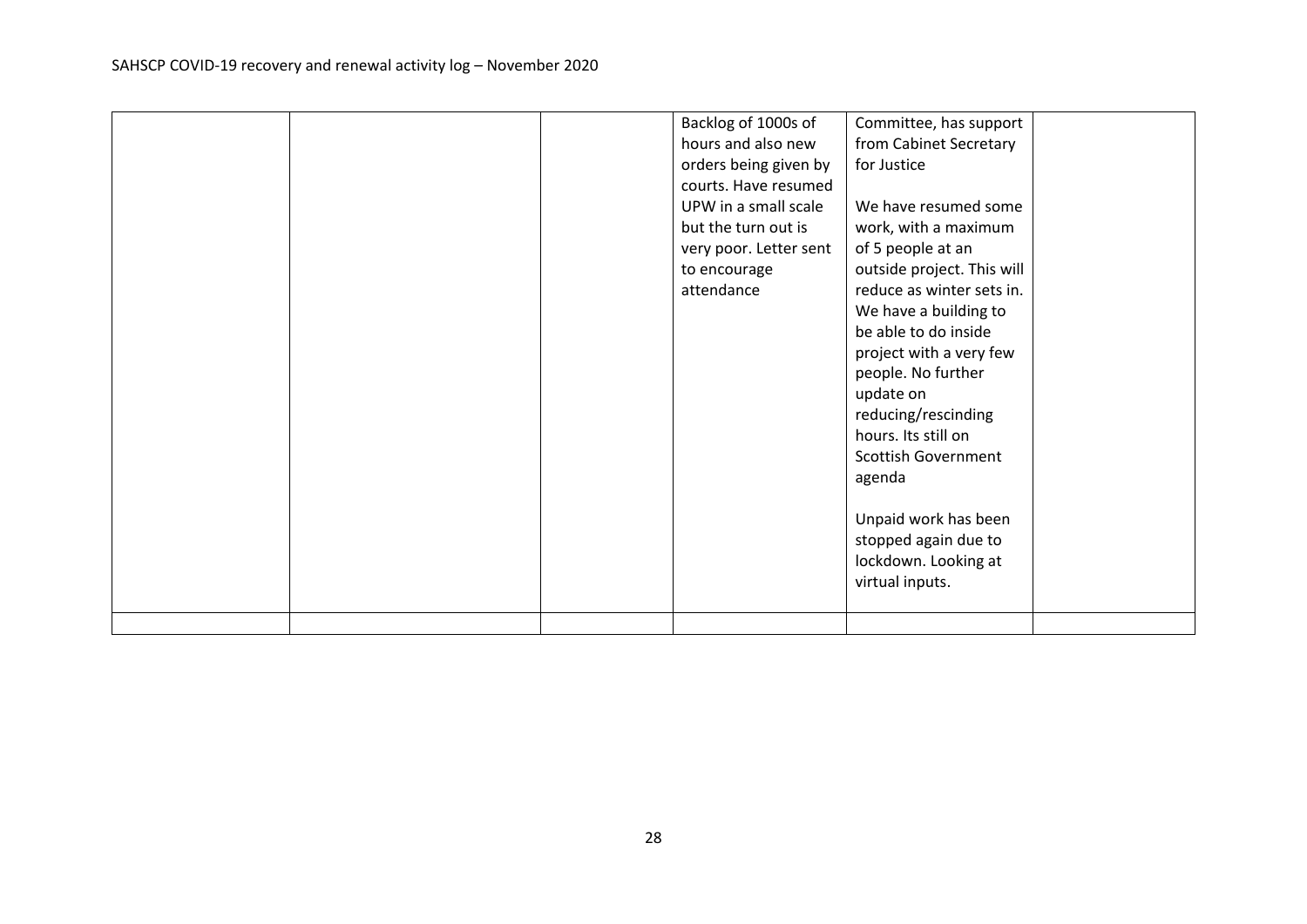| | | | | | |
|---|---|---|---|---|---|
| | | | Backlog of 1000s of hours and also new orders being given by courts. Have resumed UPW in a small scale but the turn out is very poor. Letter sent to encourage attendance | Committee, has support from Cabinet Secretary for Justice<br><br>We have resumed some work, with a maximum of 5 people at an outside project. This will reduce as winter sets in. We have a building to be able to do inside project with a very few people. No further update on reducing/rescinding hours. Its still on Scottish Government agenda<br><br>Unpaid work has been stopped again due to lockdown. Looking at virtual inputs. | |
| | | | | | |